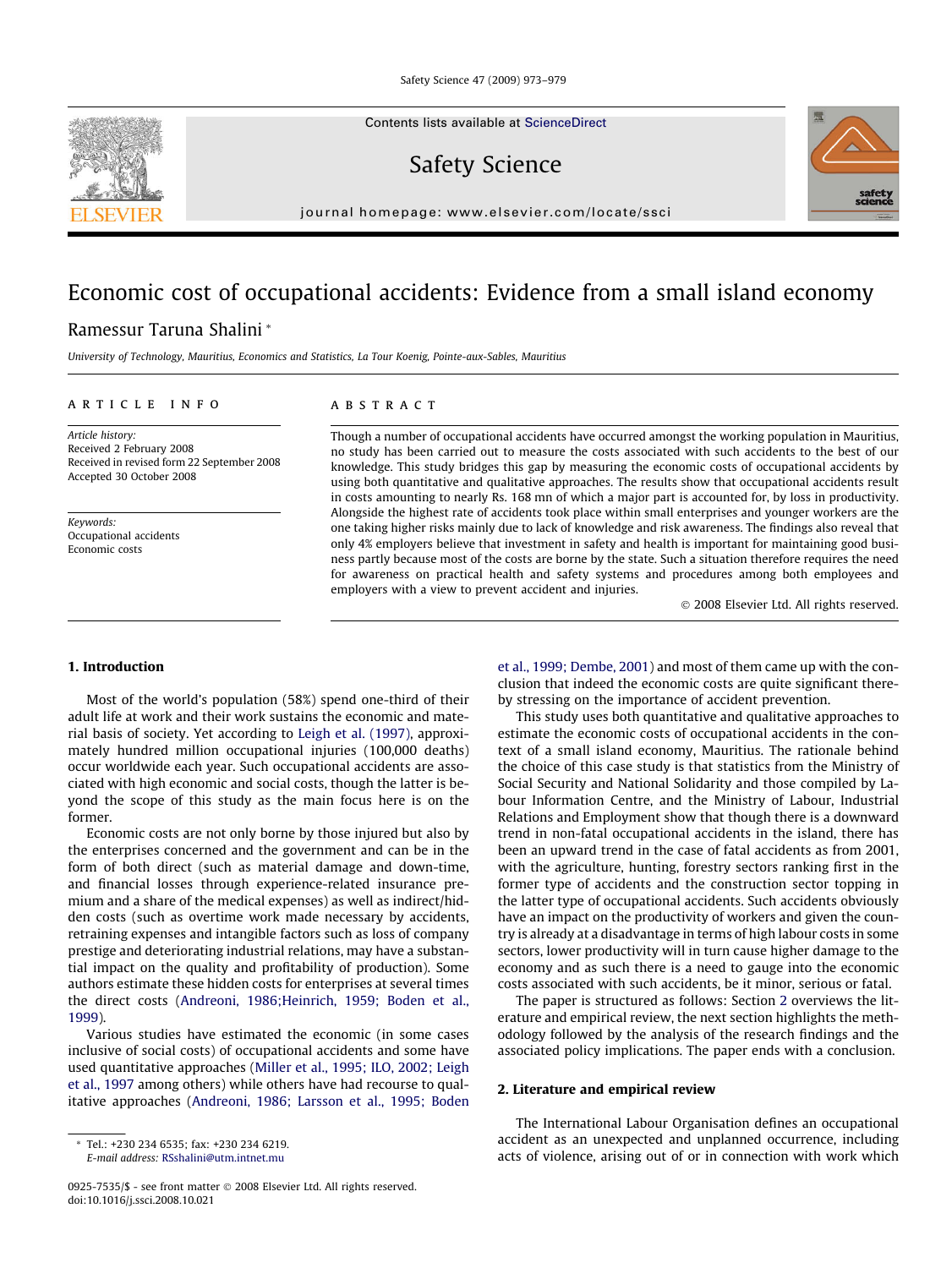# Economic cost of occupational accidents: Evidence from a small island economy

Ramessur Taruna Shalini *

*University of Technology, Mauritius, Economics and Statistics, La Tour Koenig, Pointe-aux-Sables, Mauritius*

**ARTICLE INFO**

*Article history:*
Received 2 February 2008
Received in revised form 22 September 2008
Accepted 30 October 2008

*Keywords:*
Occupational accidents
Economic costs

**ABSTRACT**

Though a number of occupational accidents have occurred amongst the working population in Mauritius, no study has been carried out to measure the costs associated with such accidents to the best of our knowledge. This study bridges this gap by measuring the economic costs of occupational accidents by using both quantitative and qualitative approaches. The results show that occupational accidents result in costs amounting to nearly Rs. 168 mn of which a major part is accounted for, by loss in productivity. Alongside the highest rate of accidents took place within small enterprises and younger workers are the one taking higher risks mainly due to lack of knowledge and risk awareness. The findings also reveal that only 4% employers believe that investment in safety and health is important for maintaining good business practices partly because most of the costs are borne by the state. Such a situation therefore requires the need for awareness on practical health and safety systems and procedures among both employees and employers with a view to prevent accident and injuries.

© 2008 Elsevier Ltd. All rights reserved.

## 1. Introduction

Most of the world's population (58%) spend one-third of their adult life at work and their work sustains the economic and material basis of society. Yet according to Leigh et al. (1997), approximately hundred million occupational injuries (100,000 deaths) occur worldwide each year. Such occupational accidents are associated with high economic and social costs, though the latter is beyond the scope of this study as the main focus here is on the former.

Economic costs are not only borne by those injured but also by the enterprises concerned and the government and can be in the form of both direct (such as material damage and down-time, and financial losses through experience-related insurance premium and a share of the medical expenses) as well as indirect/hidden costs (such as overtime work made necessary by accidents, retraining expenses and intangible factors such as loss of company prestige and deteriorating industrial relations, may have a substantial impact on the quality and profitability of production). Some authors estimate these hidden costs for enterprises at several times the direct costs (Andreoni, 1986;Heinrich, 1959; Boden et al., 1999).

Various studies have estimated the economic (in some cases inclusive of social costs) of occupational accidents and some have used quantitative approaches (Miller et al., 1995; ILO, 2002; Leigh et al., 1997 among others) while others have had recourse to qualitative approaches (Andreoni, 1986; Larsson et al., 1995; Boden et al., 1999; Dembe, 2001) and most of them came up with the conclusion that indeed the economic costs are quite significant thereby stressing on the importance of accident prevention.

This study uses both quantitative and qualitative approaches to estimate the economic costs of occupational accidents in the context of a small island economy, Mauritius. The rationale behind the choice of this case study is that statistics from the Ministry of Social Security and National Solidarity and those compiled by Labour Information Centre, and the Ministry of Labour, Industrial Relations and Employment show that though there is a downward trend in non-fatal occupational accidents in the island, there has been an upward trend in the case of fatal accidents as from 2001, with the agriculture, hunting, forestry sectors ranking first in the former type of accidents and the construction sector topping in the latter type of occupational accidents. Such accidents obviously have an impact on the productivity of workers and given the country is already at a disadvantage in terms of high labour costs in some sectors, lower productivity will in turn cause higher damage to the economy and as such there is a need to gauge into the economic costs associated with such accidents, be it minor, serious or fatal.

The paper is structured as follows: Section 2 overviews the literature and empirical review, the next section highlights the methodology followed by the analysis of the research findings and the associated policy implications. The paper ends with a conclusion.

## 2. Literature and empirical review

The International Labour Organisation defines an occupational accident as an unexpected and unplanned occurrence, including acts of violence, arising out of or in connection with work which

---

* Tel.: +230 234 6535; fax: +230 234 6219.
*E-mail address:* RSshalini@utm.intnet.mu

0925-7535/$ - see front matter © 2008 Elsevier Ltd. All rights reserved.
doi:10.1016/j.ssci.2008.10.021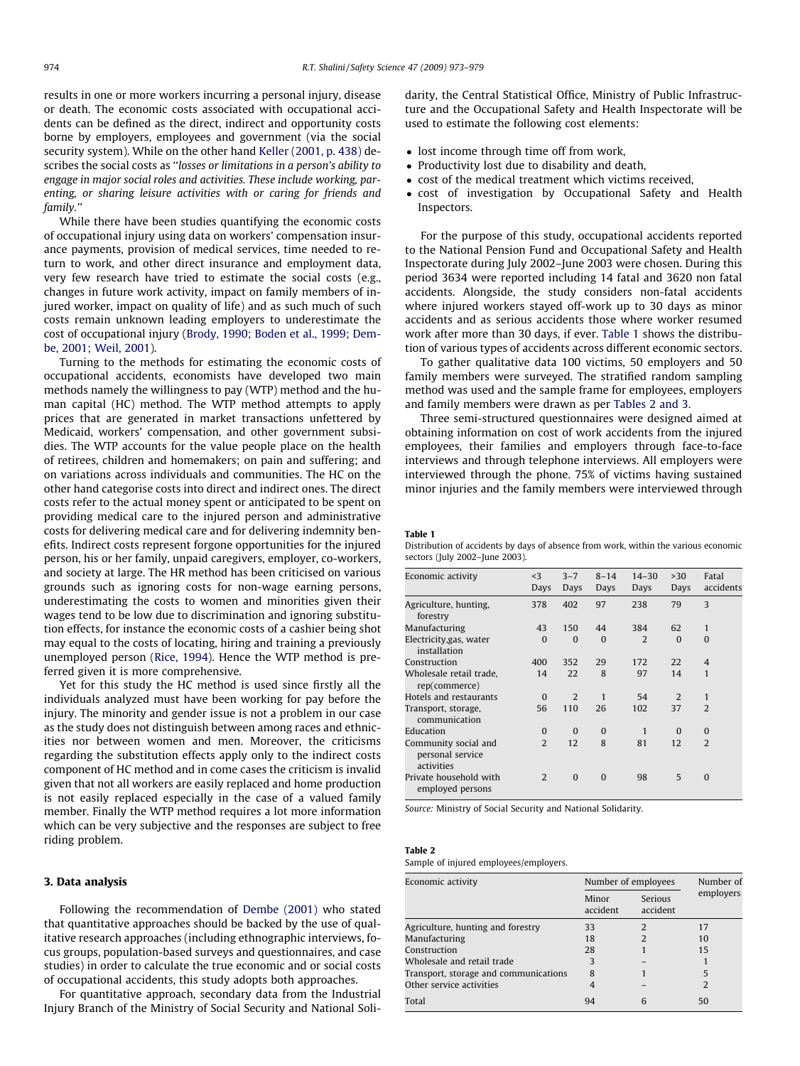results in one or more workers incurring a personal injury, disease or death. The economic costs associated with occupational accidents can be defined as the direct, indirect and opportunity costs borne by employers, employees and government (via the social security system). While on the other hand Keller (2001, p. 438) describes the social costs as "*losses or limitations in a person's ability to engage in major social roles and activities. These include working, parenting, or sharing leisure activities with or caring for friends and family.*"

While there have been studies quantifying the economic costs of occupational injury using data on workers' compensation insurance payments, provision of medical services, time needed to return to work, and other direct insurance and employment data, very few research have tried to estimate the social costs (e.g., changes in future work activity, impact on family members of injured worker, impact on quality of life) and as such much of such costs remain unknown leading employers to underestimate the cost of occupational injury (Brody, 1990; Boden et al., 1999; Dembe, 2001; Weil, 2001).

Turning to the methods for estimating the economic costs of occupational accidents, economists have developed two main methods namely the willingness to pay (WTP) method and the human capital (HC) method. The WTP method attempts to apply prices that are generated in market transactions unfettered by Medicaid, workers' compensation, and other government subsidies. The WTP accounts for the value people place on the health of retirees, children and homemakers; on pain and suffering; and on variations across individuals and communities. The HC on the other hand categorise costs into direct and indirect ones. The direct costs refer to the actual money spent or anticipated to be spent on providing medical care to the injured person and administrative costs for delivering medical care and for delivering indemnity benefits. Indirect costs represent forgone opportunities for the injured person, his or her family, unpaid caregivers, employer, co-workers, and society at large. The HR method has been criticised on various grounds such as ignoring costs for non-wage earning persons, underestimating the costs to women and minorities given their wages tend to be low due to discrimination and ignoring substitution effects, for instance the economic costs of a cashier being shot may equal to the costs of locating, hiring and training a previously unemployed person (Rice, 1994). Hence the WTP method is preferred given it is more comprehensive.

Yet for this study the HC method is used since firstly all the individuals analyzed must have been working for pay before the injury. The minority and gender issue is not a problem in our case as the study does not distinguish between among races and ethnicities nor between women and men. Moreover, the criticisms regarding the substitution effects apply only to the indirect costs component of HC method and in come cases the criticism is invalid given that not all workers are easily replaced and home production is not easily replaced especially in the case of a valued family member. Finally the WTP method requires a lot more information which can be very subjective and the responses are subject to free riding problem.

## 3. Data analysis

Following the recommendation of Dembe (2001) who stated that quantitative approaches should be backed by the use of qualitative research approaches (including ethnographic interviews, focus groups, population-based surveys and questionnaires, and case studies) in order to calculate the true economic and or social costs of occupational accidents, this study adopts both approaches.

For quantitative approach, secondary data from the Industrial Injury Branch of the Ministry of Social Security and National Solidarity, the Central Statistical Office, Ministry of Public Infrastructure and the Occupational Safety and Health Inspectorate will be used to estimate the following cost elements:

- lost income through time off from work,
- Productivity lost due to disability and death,
- cost of the medical treatment which victims received,
- cost of investigation by Occupational Safety and Health Inspectors.

For the purpose of this study, occupational accidents reported to the National Pension Fund and Occupational Safety and Health Inspectorate during July 2002–June 2003 were chosen. During this period 3634 were reported including 14 fatal and 3620 non fatal accidents. Alongside, the study considers non-fatal accidents where injured workers stayed off-work up to 30 days as minor accidents and as serious accidents those where worker resumed work after more than 30 days, if ever. Table 1 shows the distribution of various types of accidents across different economic sectors.

To gather qualitative data 100 victims, 50 employers and 50 family members were surveyed. The stratified random sampling method was used and the sample frame for employees, employers and family members were drawn as per Tables 2 and 3.

Three semi-structured questionnaires were designed aimed at obtaining information on cost of work accidents from the injured employees, their families and employers through face-to-face interviews and through telephone interviews. All employers were interviewed through the phone. 75% of victims having sustained minor injuries and the family members were interviewed through

**Table 1**
Distribution of accidents by days of absence from work, within the various economic sectors (July 2002–June 2003).

| Economic activity | <3 Days | 3–7 Days | 8–14 Days | 14–30 Days | >30 Days | Fatal accidents |
|---|---|---|---|---|---|---|
| Agriculture, hunting, forestry | 378 | 402 | 97 | 238 | 79 | 3 |
| Manufacturing | 43 | 150 | 44 | 384 | 62 | 1 |
| Electricity,gas, water installation | 0 | 0 | 0 | 2 | 0 | 0 |
| Construction | 400 | 352 | 29 | 172 | 22 | 4 |
| Wholesale retail trade, rep(commerce) | 14 | 22 | 8 | 97 | 14 | 1 |
| Hotels and restaurants | 0 | 2 | 1 | 54 | 2 | 1 |
| Transport, storage, communication | 56 | 110 | 26 | 102 | 37 | 2 |
| Education | 0 | 0 | 0 | 1 | 0 | 0 |
| Community social and personal service activities | 2 | 12 | 8 | 81 | 12 | 2 |
| Private household with employed persons | 2 | 0 | 0 | 98 | 5 | 0 |

*Source:* Ministry of Social Security and National Solidarity.

**Table 2**
Sample of injured employees/employers.

| Economic activity | Number of employees | | Number of employers |
|---|---|---|---|
| | Minor accident | Serious accident | |
| Agriculture, hunting and forestry | 33 | 2 | 17 |
| Manufacturing | 18 | 2 | 10 |
| Construction | 28 | 1 | 15 |
| Wholesale and retail trade | 3 | – | 1 |
| Transport, storage and communications | 8 | 1 | 5 |
| Other service activities | 4 | – | 2 |
| Total | 94 | 6 | 50 |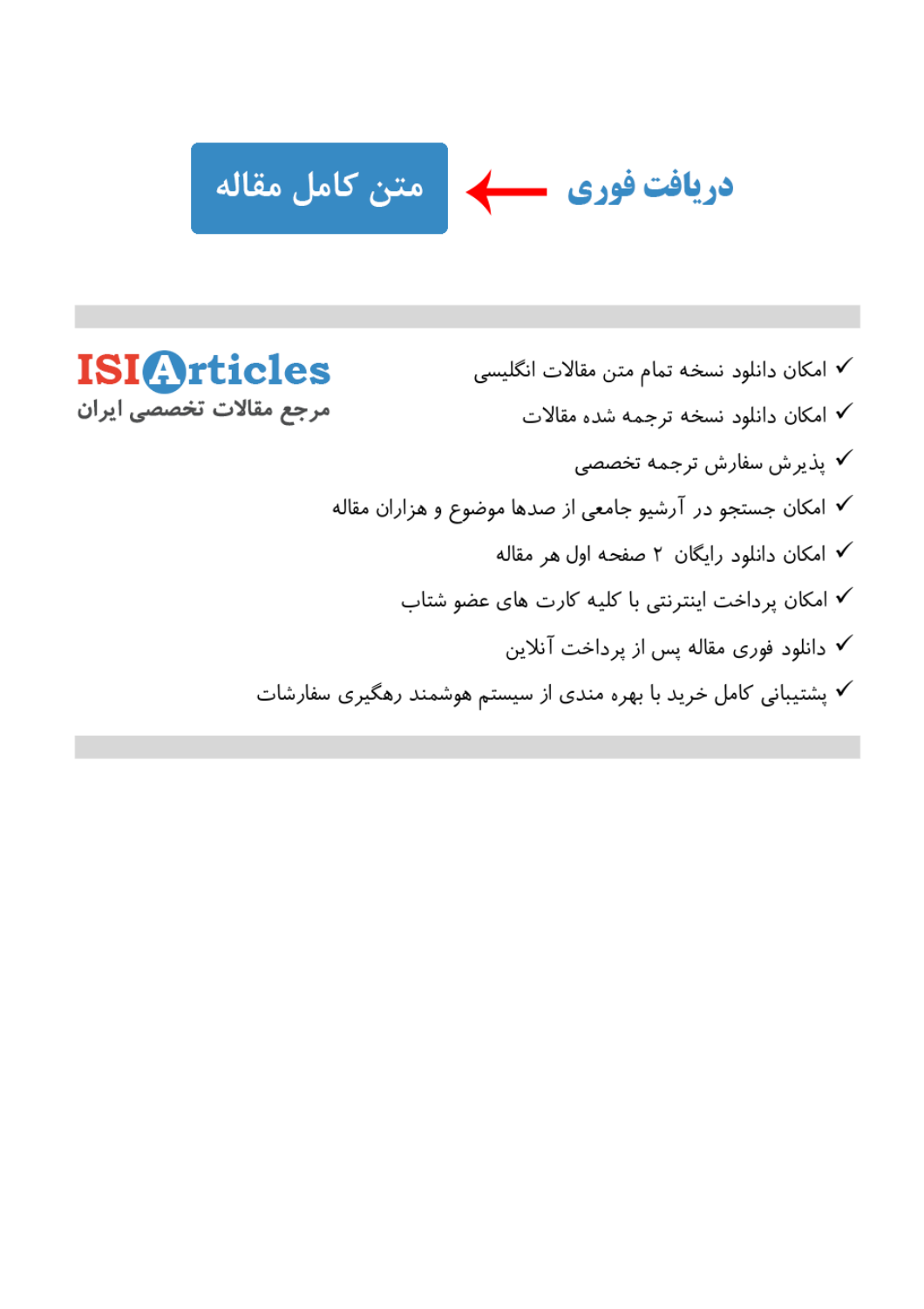دریافت فوری ← متن کامل مقاله

ISIArticles
مرجع مقالات تخصصی ایران

- ✓ امکان دانلود نسخه تمام متن مقالات انگلیسی
- ✓ امکان دانلود نسخه ترجمه شده مقالات
- ✓ پذیرش سفارش ترجمه تخصصی
- ✓ امکان جستجو در آرشیو جامعی از صدها موضوع و هزاران مقاله
- ✓ امکان دانلود رایگان ۲ صفحه اول هر مقاله
- ✓ امکان پرداخت اینترنتی با کلیه کارت های عضو شتاب
- ✓ دانلود فوری مقاله پس از پرداخت آنلاین
- ✓ پشتیبانی کامل خرید با بهره مندی از سیستم هوشمند رهگیری سفارشات